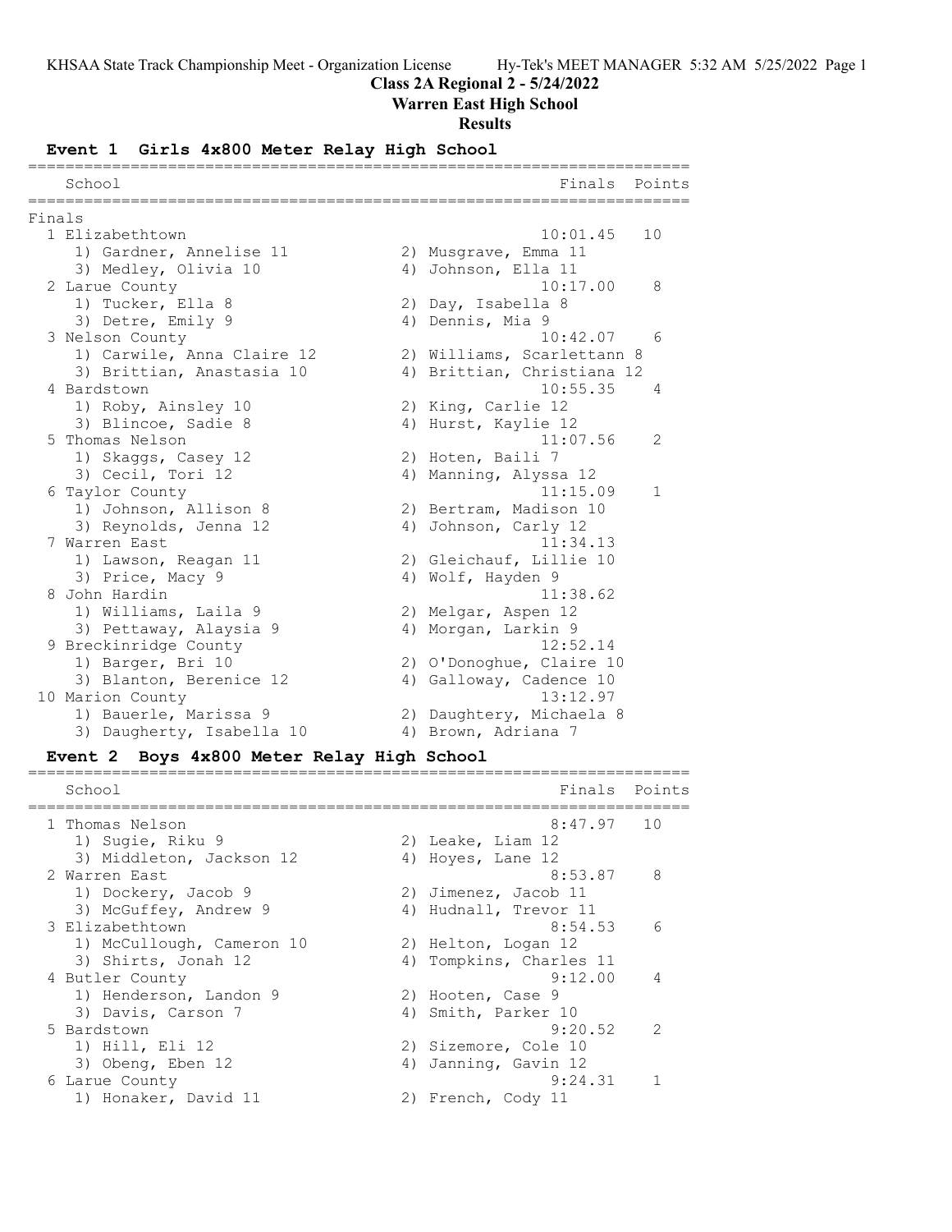## Class 2A Regional 2 - 5/24/2022

## Warren East High School

## Results

### Event 1 Girls 4x800 Meter Relay High School

| School | Finals | Points |
|---|---|---|
| **Finals** | | |
| 1 Elizabethtown | 10:01.45 | 10 |
| 1) Gardner, Annelise 11; 2) Musgrave, Emma 11; 3) Medley, Olivia 10; 4) Johnson, Ella 11 | | |
| 2 Larue County | 10:17.00 | 8 |
| 1) Tucker, Ella 8; 2) Day, Isabella 8; 3) Detre, Emily 9; 4) Dennis, Mia 9 | | |
| 3 Nelson County | 10:42.07 | 6 |
| 1) Carwile, Anna Claire 12; 2) Williams, Scarlettann 8; 3) Brittian, Anastasia 10; 4) Brittian, Christiana 12 | | |
| 4 Bardstown | 10:55.35 | 4 |
| 1) Roby, Ainsley 10; 2) King, Carlie 12; 3) Blincoe, Sadie 8; 4) Hurst, Kaylie 12 | | |
| 5 Thomas Nelson | 11:07.56 | 2 |
| 1) Skaggs, Casey 12; 2) Hoten, Baili 7; 3) Cecil, Tori 12; 4) Manning, Alyssa 12 | | |
| 6 Taylor County | 11:15.09 | 1 |
| 1) Johnson, Allison 8; 2) Bertram, Madison 10; 3) Reynolds, Jenna 12; 4) Johnson, Carly 12 | | |
| 7 Warren East | 11:34.13 | |
| 1) Lawson, Reagan 11; 2) Gleichauf, Lillie 10; 3) Price, Macy 9; 4) Wolf, Hayden 9 | | |
| 8 John Hardin | 11:38.62 | |
| 1) Williams, Laila 9; 2) Melgar, Aspen 12; 3) Pettaway, Alaysia 9; 4) Morgan, Larkin 9 | | |
| 9 Breckinridge County | 12:52.14 | |
| 1) Barger, Bri 10; 2) O'Donoghue, Claire 10; 3) Blanton, Berenice 12; 4) Galloway, Cadence 10 | | |
| 10 Marion County | 13:12.97 | |
| 1) Bauerle, Marissa 9; 2) Daughtery, Michaela 8; 3) Daugherty, Isabella 10; 4) Brown, Adriana 7 | | |

### Event 2 Boys 4x800 Meter Relay High School

| School | Finals | Points |
|---|---|---|
| 1 Thomas Nelson | 8:47.97 | 10 |
| 1) Sugie, Riku 9; 2) Leake, Liam 12; 3) Middleton, Jackson 12; 4) Hoyes, Lane 12 | | |
| 2 Warren East | 8:53.87 | 8 |
| 1) Dockery, Jacob 9; 2) Jimenez, Jacob 11; 3) McGuffey, Andrew 9; 4) Hudnall, Trevor 11 | | |
| 3 Elizabethtown | 8:54.53 | 6 |
| 1) McCullough, Cameron 10; 2) Helton, Logan 12; 3) Shirts, Jonah 12; 4) Tompkins, Charles 11 | | |
| 4 Butler County | 9:12.00 | 4 |
| 1) Henderson, Landon 9; 2) Hooten, Case 9; 3) Davis, Carson 7; 4) Smith, Parker 10 | | |
| 5 Bardstown | 9:20.52 | 2 |
| 1) Hill, Eli 12; 2) Sizemore, Cole 10; 3) Obeng, Eben 12; 4) Janning, Gavin 12 | | |
| 6 Larue County | 9:24.31 | 1 |
| 1) Honaker, David 11; 2) French, Cody 11 | | |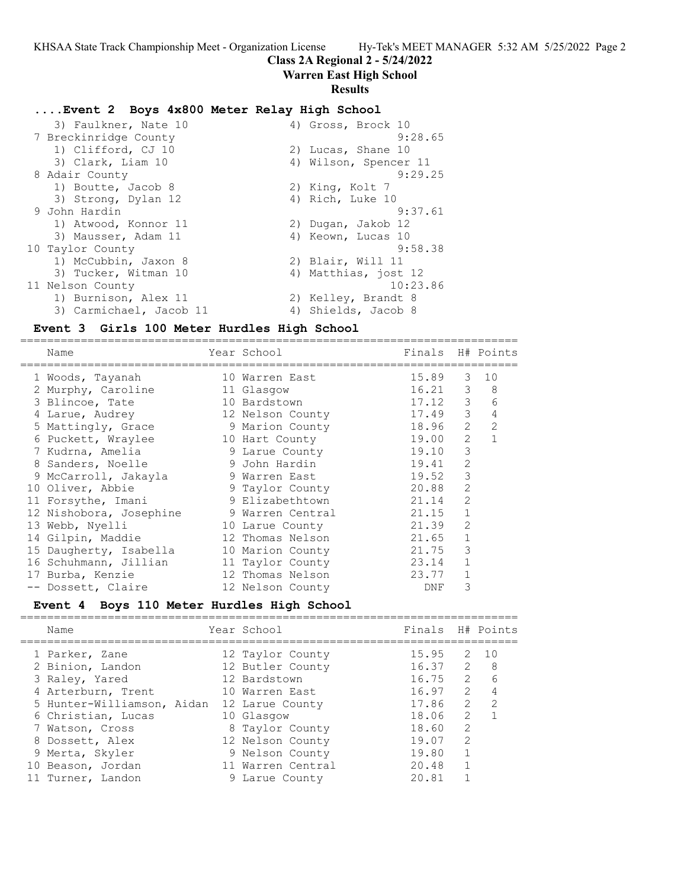## Class 2A Regional 2 - 5/24/2022

## Warren East High School

## Results

### ....Event 2 Boys 4x800 Meter Relay High School

| | | |
|---|---|---|
| 3) Faulkner, Nate 10 | 4) Gross, Brock 10 | |
| 7 Breckinridge County | | 9:28.65 |
| 1) Clifford, CJ 10 | 2) Lucas, Shane 10 | |
| 3) Clark, Liam 10 | 4) Wilson, Spencer 11 | |
| 8 Adair County | | 9:29.25 |
| 1) Boutte, Jacob 8 | 2) King, Kolt 7 | |
| 3) Strong, Dylan 12 | 4) Rich, Luke 10 | |
| 9 John Hardin | | 9:37.61 |
| 1) Atwood, Konnor 11 | 2) Dugan, Jakob 12 | |
| 3) Mausser, Adam 11 | 4) Keown, Lucas 10 | |
| 10 Taylor County | | 9:58.38 |
| 1) McCubbin, Jaxon 8 | 2) Blair, Will 11 | |
| 3) Tucker, Witman 10 | 4) Matthias, jost 12 | |
| 11 Nelson County | | 10:23.86 |
| 1) Burnison, Alex 11 | 2) Kelley, Brandt 8 | |
| 3) Carmichael, Jacob 11 | 4) Shields, Jacob 8 | |

### Event 3 Girls 100 Meter Hurdles High School

| Name | Year | School | Finals | H# | Points |
|---|---|---|---|---|---|
| 1 Woods, Tayanah | 10 | Warren East | 15.89 | 3 | 10 |
| 2 Murphy, Caroline | 11 | Glasgow | 16.21 | 3 | 8 |
| 3 Blincoe, Tate | 10 | Bardstown | 17.12 | 3 | 6 |
| 4 Larue, Audrey | 12 | Nelson County | 17.49 | 3 | 4 |
| 5 Mattingly, Grace | 9 | Marion County | 18.96 | 2 | 2 |
| 6 Puckett, Wraylee | 10 | Hart County | 19.00 | 2 | 1 |
| 7 Kudrna, Amelia | 9 | Larue County | 19.10 | 3 | |
| 8 Sanders, Noelle | 9 | John Hardin | 19.41 | 2 | |
| 9 McCarroll, Jakayla | 9 | Warren East | 19.52 | 3 | |
| 10 Oliver, Abbie | 9 | Taylor County | 20.88 | 2 | |
| 11 Forsythe, Imani | 9 | Elizabethtown | 21.14 | 2 | |
| 12 Nishobora, Josephine | 9 | Warren Central | 21.15 | 1 | |
| 13 Webb, Nyelli | 10 | Larue County | 21.39 | 2 | |
| 14 Gilpin, Maddie | 12 | Thomas Nelson | 21.65 | 1 | |
| 15 Daugherty, Isabella | 10 | Marion County | 21.75 | 3 | |
| 16 Schuhmann, Jillian | 11 | Taylor County | 23.14 | 1 | |
| 17 Burba, Kenzie | 12 | Thomas Nelson | 23.77 | 1 | |
| -- Dossett, Claire | 12 | Nelson County | DNF | 3 | |

### Event 4 Boys 110 Meter Hurdles High School

| Name | Year | School | Finals | H# | Points |
|---|---|---|---|---|---|
| 1 Parker, Zane | 12 | Taylor County | 15.95 | 2 | 10 |
| 2 Binion, Landon | 12 | Butler County | 16.37 | 2 | 8 |
| 3 Raley, Yared | 12 | Bardstown | 16.75 | 2 | 6 |
| 4 Arterburn, Trent | 10 | Warren East | 16.97 | 2 | 4 |
| 5 Hunter-Williamson, Aidan | 12 | Larue County | 17.86 | 2 | 2 |
| 6 Christian, Lucas | 10 | Glasgow | 18.06 | 2 | 1 |
| 7 Watson, Cross | 8 | Taylor County | 18.60 | 2 | |
| 8 Dossett, Alex | 12 | Nelson County | 19.07 | 2 | |
| 9 Merta, Skyler | 9 | Nelson County | 19.80 | 1 | |
| 10 Beason, Jordan | 11 | Warren Central | 20.48 | 1 | |
| 11 Turner, Landon | 9 | Larue County | 20.81 | 1 | |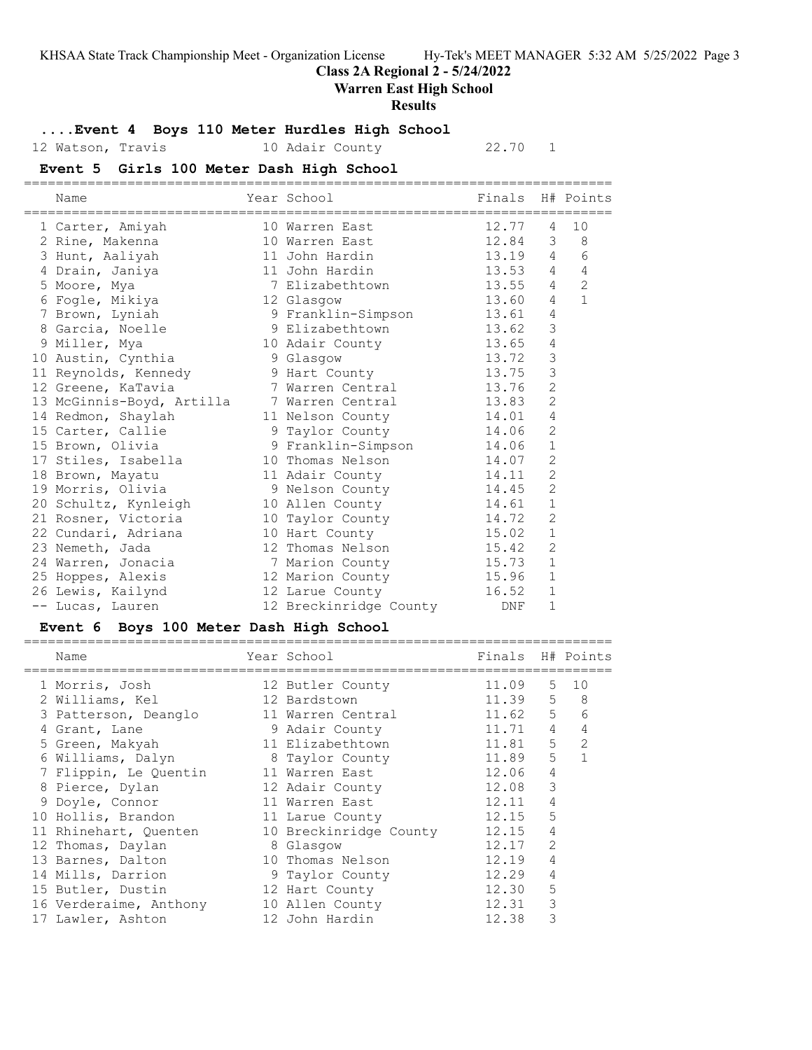## Class 2A Regional 2 - 5/24/2022

## Warren East High School

## Results

### ....Event 4 Boys 110 Meter Hurdles High School

| Name | Year | School | Finals | H# | Points |
|---|---|---|---|---|---|
| 12 Watson, Travis | 10 | Adair County | 22.70 | 1 | |

### Event 5 Girls 100 Meter Dash High School

| Name | Year | School | Finals | H# | Points |
|---|---|---|---|---|---|
| 1 Carter, Amiyah | 10 | Warren East | 12.77 | 4 | 10 |
| 2 Rine, Makenna | 10 | Warren East | 12.84 | 3 | 8 |
| 3 Hunt, Aaliyah | 11 | John Hardin | 13.19 | 4 | 6 |
| 4 Drain, Janiya | 11 | John Hardin | 13.53 | 4 | 4 |
| 5 Moore, Mya | 7 | Elizabethtown | 13.55 | 4 | 2 |
| 6 Fogle, Mikiya | 12 | Glasgow | 13.60 | 4 | 1 |
| 7 Brown, Lyniah | 9 | Franklin-Simpson | 13.61 | 4 | |
| 8 Garcia, Noelle | 9 | Elizabethtown | 13.62 | 3 | |
| 9 Miller, Mya | 10 | Adair County | 13.65 | 4 | |
| 10 Austin, Cynthia | 9 | Glasgow | 13.72 | 3 | |
| 11 Reynolds, Kennedy | 9 | Hart County | 13.75 | 3 | |
| 12 Greene, KaTavia | 7 | Warren Central | 13.76 | 2 | |
| 13 McGinnis-Boyd, Artilla | 7 | Warren Central | 13.83 | 2 | |
| 14 Redmon, Shaylah | 11 | Nelson County | 14.01 | 4 | |
| 15 Carter, Callie | 9 | Taylor County | 14.06 | 2 | |
| 15 Brown, Olivia | 9 | Franklin-Simpson | 14.06 | 1 | |
| 17 Stiles, Isabella | 10 | Thomas Nelson | 14.07 | 2 | |
| 18 Brown, Mayatu | 11 | Adair County | 14.11 | 2 | |
| 19 Morris, Olivia | 9 | Nelson County | 14.45 | 2 | |
| 20 Schultz, Kynleigh | 10 | Allen County | 14.61 | 1 | |
| 21 Rosner, Victoria | 10 | Taylor County | 14.72 | 2 | |
| 22 Cundari, Adriana | 10 | Hart County | 15.02 | 1 | |
| 23 Nemeth, Jada | 12 | Thomas Nelson | 15.42 | 2 | |
| 24 Warren, Jonacia | 7 | Marion County | 15.73 | 1 | |
| 25 Hoppes, Alexis | 12 | Marion County | 15.96 | 1 | |
| 26 Lewis, Kailynd | 12 | Larue County | 16.52 | 1 | |
| -- Lucas, Lauren | 12 | Breckinridge County | DNF | 1 | |

### Event 6 Boys 100 Meter Dash High School

| Name | Year | School | Finals | H# | Points |
|---|---|---|---|---|---|
| 1 Morris, Josh | 12 | Butler County | 11.09 | 5 | 10 |
| 2 Williams, Kel | 12 | Bardstown | 11.39 | 5 | 8 |
| 3 Patterson, Deanglo | 11 | Warren Central | 11.62 | 5 | 6 |
| 4 Grant, Lane | 9 | Adair County | 11.71 | 4 | 4 |
| 5 Green, Makyah | 11 | Elizabethtown | 11.81 | 5 | 2 |
| 6 Williams, Dalyn | 8 | Taylor County | 11.89 | 5 | 1 |
| 7 Flippin, Le Quentin | 11 | Warren East | 12.06 | 4 | |
| 8 Pierce, Dylan | 12 | Adair County | 12.08 | 3 | |
| 9 Doyle, Connor | 11 | Warren East | 12.11 | 4 | |
| 10 Hollis, Brandon | 11 | Larue County | 12.15 | 5 | |
| 11 Rhinehart, Quenten | 10 | Breckinridge County | 12.15 | 4 | |
| 12 Thomas, Daylan | 8 | Glasgow | 12.17 | 2 | |
| 13 Barnes, Dalton | 10 | Thomas Nelson | 12.19 | 4 | |
| 14 Mills, Darrion | 9 | Taylor County | 12.29 | 4 | |
| 15 Butler, Dustin | 12 | Hart County | 12.30 | 5 | |
| 16 Verderaime, Anthony | 10 | Allen County | 12.31 | 3 | |
| 17 Lawler, Ashton | 12 | John Hardin | 12.38 | 3 | |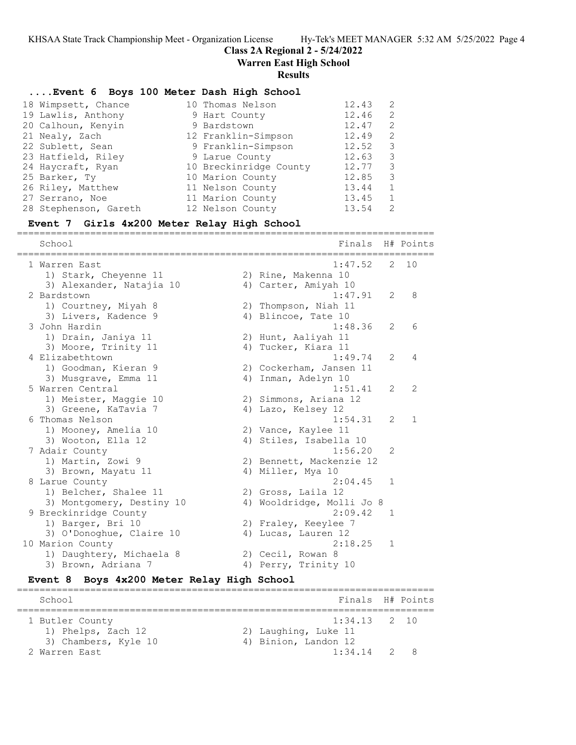## Class 2A Regional 2 - 5/24/2022

## Warren East High School

## Results

### ....Event 6 Boys 100 Meter Dash High School

| Place | Name | Year | School | Finals | H# |
|---|---|---|---|---|---|
| 18 | Wimpsett, Chance | 10 | Thomas Nelson | 12.43 | 2 |
| 19 | Lawlis, Anthony | 9 | Hart County | 12.46 | 2 |
| 20 | Calhoun, Kenyin | 9 | Bardstown | 12.47 | 2 |
| 21 | Nealy, Zach | 12 | Franklin-Simpson | 12.49 | 2 |
| 22 | Sublett, Sean | 9 | Franklin-Simpson | 12.52 | 3 |
| 23 | Hatfield, Riley | 9 | Larue County | 12.63 | 3 |
| 24 | Haycraft, Ryan | 10 | Breckinridge County | 12.77 | 3 |
| 25 | Barker, Ty | 10 | Marion County | 12.85 | 3 |
| 26 | Riley, Matthew | 11 | Nelson County | 13.44 | 1 |
| 27 | Serrano, Noe | 11 | Marion County | 13.45 | 1 |
| 28 | Stephenson, Gareth | 12 | Nelson County | 13.54 | 2 |

### Event 7 Girls 4x200 Meter Relay High School

| Place | School | Finals | H# | Points |
|---|---|---|---|---|
| 1 | Warren East | 1:47.52 | 2 | 10 |
| | 1) Stark, Cheyenne 11; 2) Rine, Makenna 10; 3) Alexander, Natajia 10; 4) Carter, Amiyah 10 | | | |
| 2 | Bardstown | 1:47.91 | 2 | 8 |
| | 1) Courtney, Miyah 8; 2) Thompson, Niah 11; 3) Livers, Kadence 9; 4) Blincoe, Tate 10 | | | |
| 3 | John Hardin | 1:48.36 | 2 | 6 |
| | 1) Drain, Janiya 11; 2) Hunt, Aaliyah 11; 3) Moore, Trinity 11; 4) Tucker, Kiara 11 | | | |
| 4 | Elizabethtown | 1:49.74 | 2 | 4 |
| | 1) Goodman, Kieran 9; 2) Cockerham, Jansen 11; 3) Musgrave, Emma 11; 4) Inman, Adelyn 10 | | | |
| 5 | Warren Central | 1:51.41 | 2 | 2 |
| | 1) Meister, Maggie 10; 2) Simmons, Ariana 12; 3) Greene, KaTavia 7; 4) Lazo, Kelsey 12 | | | |
| 6 | Thomas Nelson | 1:54.31 | 2 | 1 |
| | 1) Mooney, Amelia 10; 2) Vance, Kaylee 11; 3) Wooton, Ella 12; 4) Stiles, Isabella 10 | | | |
| 7 | Adair County | 1:56.20 | 2 | |
| | 1) Martin, Zowi 9; 2) Bennett, Mackenzie 12; 3) Brown, Mayatu 11; 4) Miller, Mya 10 | | | |
| 8 | Larue County | 2:04.45 | 1 | |
| | 1) Belcher, Shalee 11; 2) Gross, Laila 12; 3) Montgomery, Destiny 10; 4) Wooldridge, Molli Jo 8 | | | |
| 9 | Breckinridge County | 2:09.42 | 1 | |
| | 1) Barger, Bri 10; 2) Fraley, Keeylee 7; 3) O'Donoghue, Claire 10; 4) Lucas, Lauren 12 | | | |
| 10 | Marion County | 2:18.25 | 1 | |
| | 1) Daughtery, Michaela 8; 2) Cecil, Rowan 8; 3) Brown, Adriana 7; 4) Perry, Trinity 10 | | | |

### Event 8 Boys 4x200 Meter Relay High School

| Place | School | Finals | H# | Points |
|---|---|---|---|---|
| 1 | Butler County | 1:34.13 | 2 | 10 |
| | 1) Phelps, Zach 12; 2) Laughing, Luke 11; 3) Chambers, Kyle 10; 4) Binion, Landon 12 | | | |
| 2 | Warren East | 1:34.14 | 2 | 8 |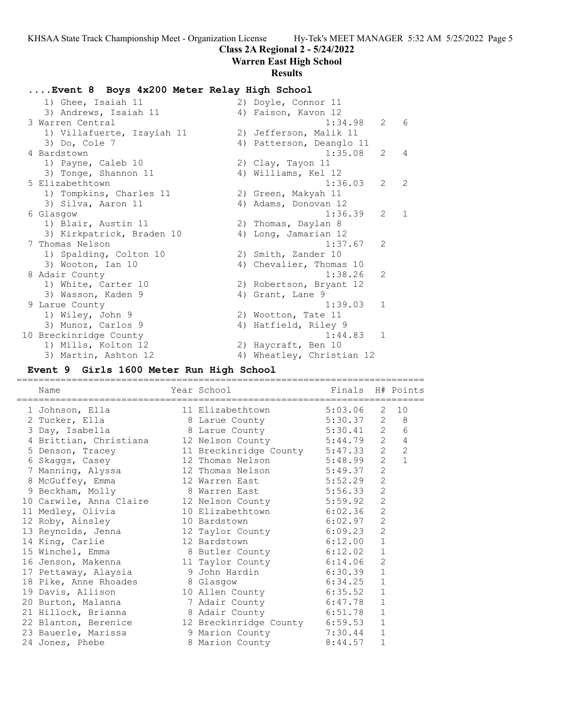**Class 2A Regional 2 - 5/24/2022**

**Warren East High School**

**Results**

### ....Event 8 Boys 4x200 Meter Relay High School

```
    1) Ghee, Isaiah 11                2) Doyle, Connor 11
    3) Andrews, Isaiah 11             4) Faison, Kavon 12
  3 Warren Central                               1:34.98   2    6
    1) Villafuerte, Izayiah 11        2) Jefferson, Malik 11
    3) Do, Cole 7                     4) Patterson, Deanglo 11
  4 Bardstown                                    1:35.08   2    4
    1) Payne, Caleb 10                2) Clay, Tayon 11
    3) Tonge, Shannon 11              4) Williams, Kel 12
  5 Elizabethtown                                1:36.03   2    2
    1) Tompkins, Charles 11           2) Green, Makyah 11
    3) Silva, Aaron 11                4) Adams, Donovan 12
  6 Glasgow                                      1:36.39   2    1
    1) Blair, Austin 11               2) Thomas, Daylan 8
    3) Kirkpatrick, Braden 10         4) Long, Jamarian 12
  7 Thomas Nelson                                1:37.67   2
    1) Spalding, Colton 10            2) Smith, Zander 10
    3) Wooton, Ian 10                 4) Chevalier, Thomas 10
  8 Adair County                                 1:38.26   2
    1) White, Carter 10               2) Robertson, Bryant 12
    3) Wasson, Kaden 9                4) Grant, Lane 9
  9 Larue County                                 1:39.03   1
    1) Wiley, John 9                  2) Wootton, Tate 11
    3) Munoz, Carlos 9                4) Hatfield, Riley 9
 10 Breckinridge County                          1:44.83   1
    1) Mills, Kolton 12               2) Haycraft, Ben 10
    3) Martin, Ashton 12              4) Wheatley, Christian 12
```

### Event 9 Girls 1600 Meter Run High School

| | Name | Year | School | Finals | H# | Points |
|---|---|---|---|---|---|---|
| 1 | Johnson, Ella | 11 | Elizabethtown | 5:03.06 | 2 | 10 |
| 2 | Tucker, Ella | 8 | Larue County | 5:30.37 | 2 | 8 |
| 3 | Day, Isabella | 8 | Larue County | 5:30.41 | 2 | 6 |
| 4 | Brittian, Christiana | 12 | Nelson County | 5:44.79 | 2 | 4 |
| 5 | Denson, Tracey | 11 | Breckinridge County | 5:47.33 | 2 | 2 |
| 6 | Skaggs, Casey | 12 | Thomas Nelson | 5:48.99 | 2 | 1 |
| 7 | Manning, Alyssa | 12 | Thomas Nelson | 5:49.37 | 2 | |
| 8 | McGuffey, Emma | 12 | Warren East | 5:52.29 | 2 | |
| 9 | Beckham, Molly | 8 | Warren East | 5:56.33 | 2 | |
| 10 | Carwile, Anna Claire | 12 | Nelson County | 5:59.92 | 2 | |
| 11 | Medley, Olivia | 10 | Elizabethtown | 6:02.36 | 2 | |
| 12 | Roby, Ainsley | 10 | Bardstown | 6:02.97 | 2 | |
| 13 | Reynolds, Jenna | 12 | Taylor County | 6:09.23 | 2 | |
| 14 | King, Carlie | 12 | Bardstown | 6:12.00 | 1 | |
| 15 | Winchel, Emma | 8 | Butler County | 6:12.02 | 1 | |
| 16 | Jenson, Makenna | 11 | Taylor County | 6:14.06 | 2 | |
| 17 | Pettaway, Alaysia | 9 | John Hardin | 6:30.39 | 1 | |
| 18 | Pike, Anne Rhoades | 8 | Glasgow | 6:34.25 | 1 | |
| 19 | Davis, Allison | 10 | Allen County | 6:35.52 | 1 | |
| 20 | Burton, Malanna | 7 | Adair County | 6:47.78 | 1 | |
| 21 | Hillock, Brianna | 8 | Adair County | 6:51.78 | 1 | |
| 22 | Blanton, Berenice | 12 | Breckinridge County | 6:59.53 | 1 | |
| 23 | Bauerle, Marissa | 9 | Marion County | 7:30.44 | 1 | |
| 24 | Jones, Phebe | 8 | Marion County | 8:44.57 | 1 | |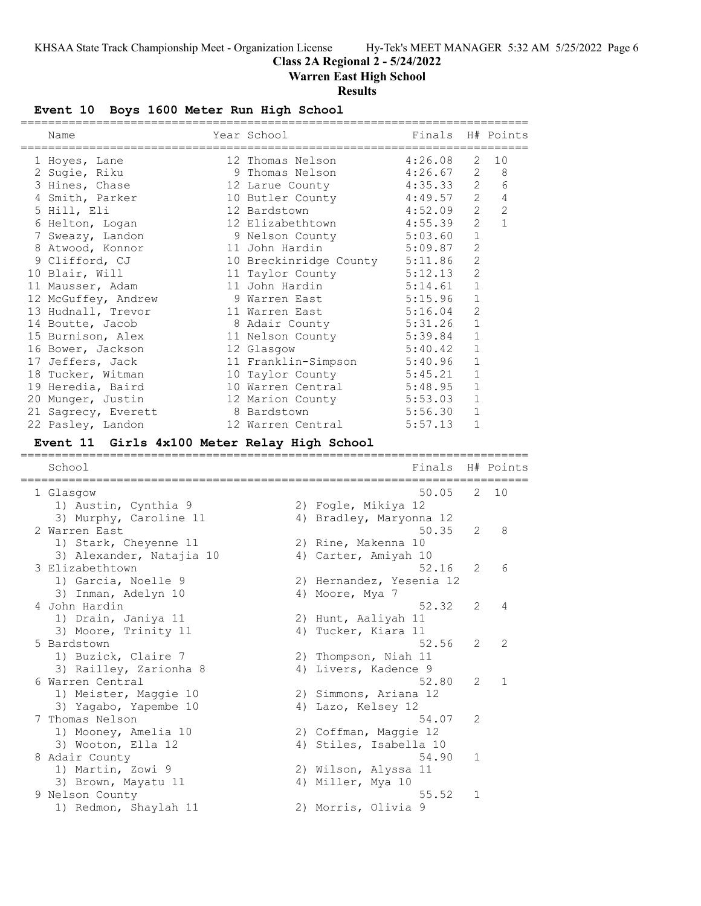# Class 2A Regional 2 - 5/24/2022

## Warren East High School

## Results

### Event 10 Boys 1600 Meter Run High School

| Place | Name | Year | School | Finals | H# | Points |
|---|---|---|---|---|---|---|
| 1 | Hoyes, Lane | 12 | Thomas Nelson | 4:26.08 | 2 | 10 |
| 2 | Sugie, Riku | 9 | Thomas Nelson | 4:26.67 | 2 | 8 |
| 3 | Hines, Chase | 12 | Larue County | 4:35.33 | 2 | 6 |
| 4 | Smith, Parker | 10 | Butler County | 4:49.57 | 2 | 4 |
| 5 | Hill, Eli | 12 | Bardstown | 4:52.09 | 2 | 2 |
| 6 | Helton, Logan | 12 | Elizabethtown | 4:55.39 | 2 | 1 |
| 7 | Sweazy, Landon | 9 | Nelson County | 5:03.60 | 1 | |
| 8 | Atwood, Konnor | 11 | John Hardin | 5:09.87 | 2 | |
| 9 | Clifford, CJ | 10 | Breckinridge County | 5:11.86 | 2 | |
| 10 | Blair, Will | 11 | Taylor County | 5:12.13 | 2 | |
| 11 | Mausser, Adam | 11 | John Hardin | 5:14.61 | 1 | |
| 12 | McGuffey, Andrew | 9 | Warren East | 5:15.96 | 1 | |
| 13 | Hudnall, Trevor | 11 | Warren East | 5:16.04 | 2 | |
| 14 | Boutte, Jacob | 8 | Adair County | 5:31.26 | 1 | |
| 15 | Burnison, Alex | 11 | Nelson County | 5:39.84 | 1 | |
| 16 | Bower, Jackson | 12 | Glasgow | 5:40.42 | 1 | |
| 17 | Jeffers, Jack | 11 | Franklin-Simpson | 5:40.96 | 1 | |
| 18 | Tucker, Witman | 10 | Taylor County | 5:45.21 | 1 | |
| 19 | Heredia, Baird | 10 | Warren Central | 5:48.95 | 1 | |
| 20 | Munger, Justin | 12 | Marion County | 5:53.03 | 1 | |
| 21 | Sagrecy, Everett | 8 | Bardstown | 5:56.30 | 1 | |
| 22 | Pasley, Landon | 12 | Warren Central | 5:57.13 | 1 | |

### Event 11 Girls 4x100 Meter Relay High School

| Place | School | Finals | H# | Points |
|---|---|---|---|---|
| 1 | Glasgow | 50.05 | 2 | 10 |
| | 1) Austin, Cynthia 9; 2) Fogle, Mikiya 12; 3) Murphy, Caroline 11; 4) Bradley, Maryonna 12 | | | |
| 2 | Warren East | 50.35 | 2 | 8 |
| | 1) Stark, Cheyenne 11; 2) Rine, Makenna 10; 3) Alexander, Natajia 10; 4) Carter, Amiyah 10 | | | |
| 3 | Elizabethtown | 52.16 | 2 | 6 |
| | 1) Garcia, Noelle 9; 2) Hernandez, Yesenia 12; 3) Inman, Adelyn 10; 4) Moore, Mya 7 | | | |
| 4 | John Hardin | 52.32 | 2 | 4 |
| | 1) Drain, Janiya 11; 2) Hunt, Aaliyah 11; 3) Moore, Trinity 11; 4) Tucker, Kiara 11 | | | |
| 5 | Bardstown | 52.56 | 2 | 2 |
| | 1) Buzick, Claire 7; 2) Thompson, Niah 11; 3) Railley, Zarionha 8; 4) Livers, Kadence 9 | | | |
| 6 | Warren Central | 52.80 | 2 | 1 |
| | 1) Meister, Maggie 10; 2) Simmons, Ariana 12; 3) Yagabo, Yapembe 10; 4) Lazo, Kelsey 12 | | | |
| 7 | Thomas Nelson | 54.07 | 2 | |
| | 1) Mooney, Amelia 10; 2) Coffman, Maggie 12; 3) Wooton, Ella 12; 4) Stiles, Isabella 10 | | | |
| 8 | Adair County | 54.90 | 1 | |
| | 1) Martin, Zowi 9; 2) Wilson, Alyssa 11; 3) Brown, Mayatu 11; 4) Miller, Mya 10 | | | |
| 9 | Nelson County | 55.52 | 1 | |
| | 1) Redmon, Shaylah 11; 2) Morris, Olivia 9 | | | |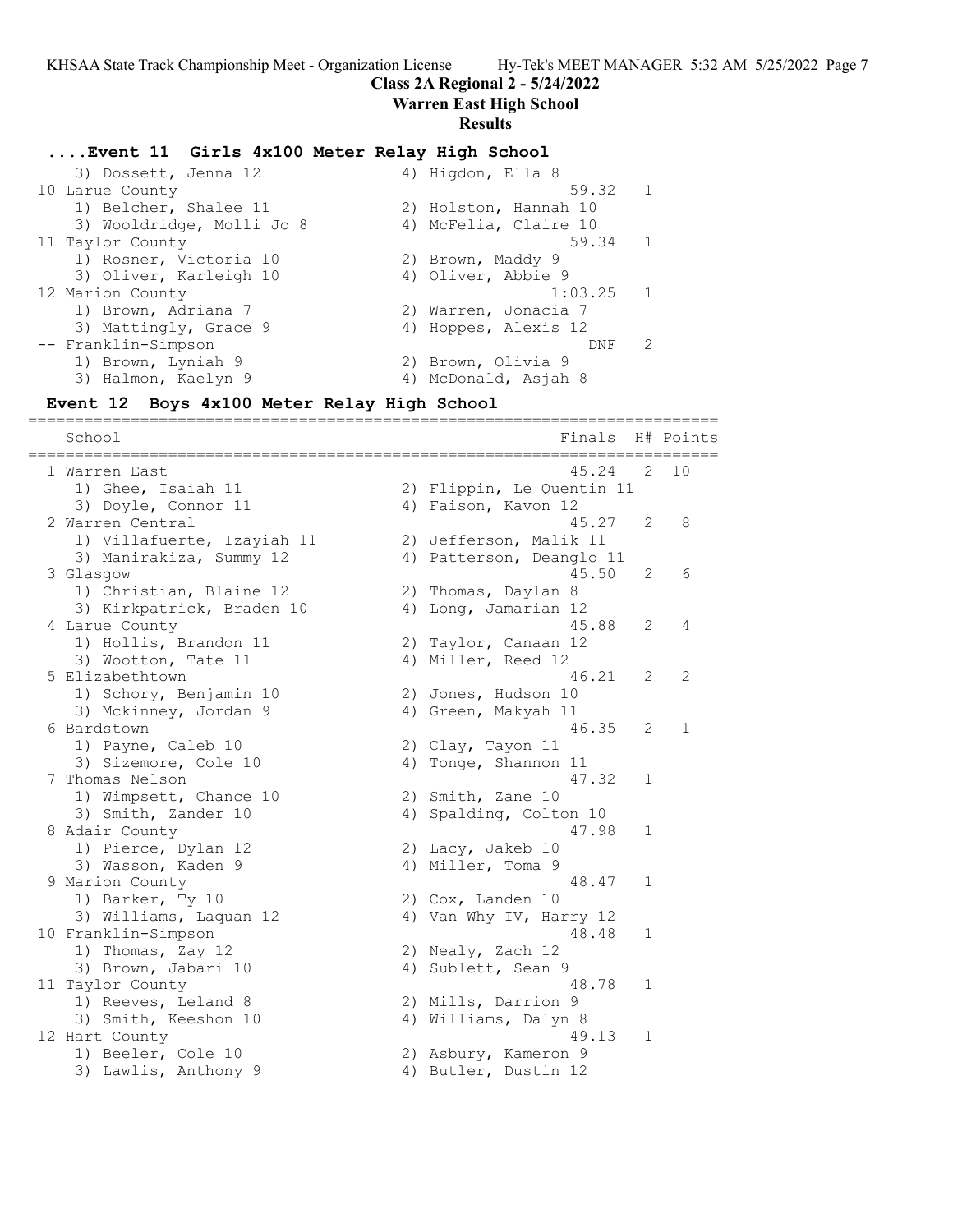## Class 2A Regional 2 - 5/24/2022

**Warren East High School**

**Results**

### ....Event 11 Girls 4x100 Meter Relay High School

| School | Finals | H# | Points |
|---|---|---|---|
| 3) Dossett, Jenna 12 / 4) Higdon, Ella 8 | | | |
| 10 Larue County | 59.32 | 1 | |
| 1) Belcher, Shalee 11 / 2) Holston, Hannah 10 / 3) Wooldridge, Molli Jo 8 / 4) McFelia, Claire 10 | | | |
| 11 Taylor County | 59.34 | 1 | |
| 1) Rosner, Victoria 10 / 2) Brown, Maddy 9 / 3) Oliver, Karleigh 10 / 4) Oliver, Abbie 9 | | | |
| 12 Marion County | 1:03.25 | 1 | |
| 1) Brown, Adriana 7 / 2) Warren, Jonacia 7 / 3) Mattingly, Grace 9 / 4) Hoppes, Alexis 12 | | | |
| -- Franklin-Simpson | DNF | 2 | |
| 1) Brown, Lyniah 9 / 2) Brown, Olivia 9 / 3) Halmon, Kaelyn 9 / 4) McDonald, Asjah 8 | | | |

### Event 12 Boys 4x100 Meter Relay High School

| School | Finals | H# | Points |
|---|---|---|---|
| 1 Warren East | 45.24 | 2 | 10 |
| 1) Ghee, Isaiah 11 / 2) Flippin, Le Quentin 11 / 3) Doyle, Connor 11 / 4) Faison, Kavon 12 | | | |
| 2 Warren Central | 45.27 | 2 | 8 |
| 1) Villafuerte, Izayiah 11 / 2) Jefferson, Malik 11 / 3) Manirakiza, Summy 12 / 4) Patterson, Deanglo 11 | | | |
| 3 Glasgow | 45.50 | 2 | 6 |
| 1) Christian, Blaine 12 / 2) Thomas, Daylan 8 / 3) Kirkpatrick, Braden 10 / 4) Long, Jamarian 12 | | | |
| 4 Larue County | 45.88 | 2 | 4 |
| 1) Hollis, Brandon 11 / 2) Taylor, Canaan 12 / 3) Wootton, Tate 11 / 4) Miller, Reed 12 | | | |
| 5 Elizabethtown | 46.21 | 2 | 2 |
| 1) Schory, Benjamin 10 / 2) Jones, Hudson 10 / 3) Mckinney, Jordan 9 / 4) Green, Makyah 11 | | | |
| 6 Bardstown | 46.35 | 2 | 1 |
| 1) Payne, Caleb 10 / 2) Clay, Tayon 11 / 3) Sizemore, Cole 10 / 4) Tonge, Shannon 11 | | | |
| 7 Thomas Nelson | 47.32 | 1 | |
| 1) Wimpsett, Chance 10 / 2) Smith, Zane 10 / 3) Smith, Zander 10 / 4) Spalding, Colton 10 | | | |
| 8 Adair County | 47.98 | 1 | |
| 1) Pierce, Dylan 12 / 2) Lacy, Jakeb 10 / 3) Wasson, Kaden 9 / 4) Miller, Toma 9 | | | |
| 9 Marion County | 48.47 | 1 | |
| 1) Barker, Ty 10 / 2) Cox, Landen 10 / 3) Williams, Laquan 12 / 4) Van Why IV, Harry 12 | | | |
| 10 Franklin-Simpson | 48.48 | 1 | |
| 1) Thomas, Zay 12 / 2) Nealy, Zach 12 / 3) Brown, Jabari 10 / 4) Sublett, Sean 9 | | | |
| 11 Taylor County | 48.78 | 1 | |
| 1) Reeves, Leland 8 / 2) Mills, Darrion 9 / 3) Smith, Keeshon 10 / 4) Williams, Dalyn 8 | | | |
| 12 Hart County | 49.13 | 1 | |
| 1) Beeler, Cole 10 / 2) Asbury, Kameron 9 / 3) Lawlis, Anthony 9 / 4) Butler, Dustin 12 | | | |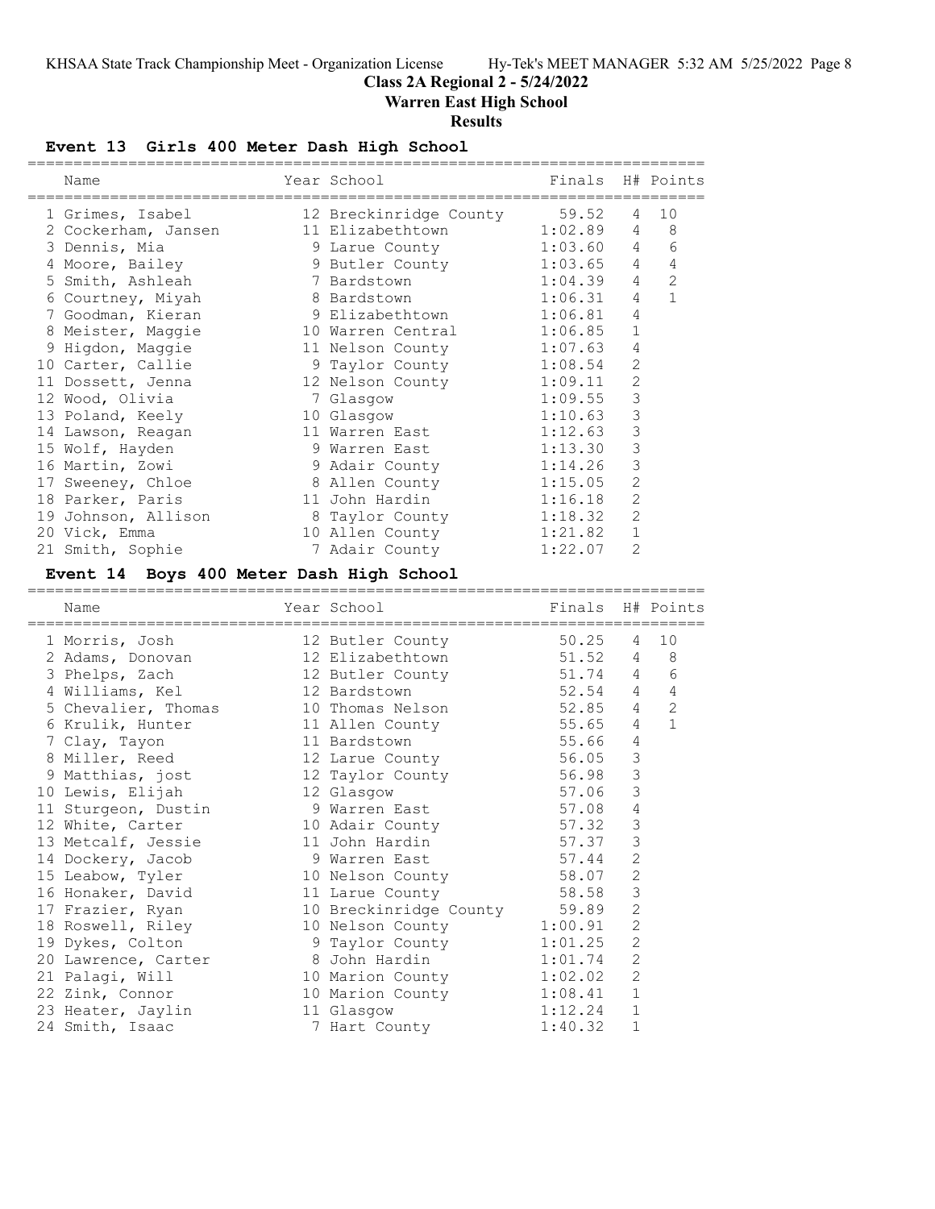KHSAA State Track Championship Meet - Organization License Hy-Tek's MEET MANAGER 5:32 AM 5/25/2022

# Class 2A Regional 2 - 5/24/2022

## Warren East High School

### Results

### Event 13 Girls 400 Meter Dash High School

| Name | Year | School | Finals | H# | Points |
|---|---|---|---|---|---|
| 1 Grimes, Isabel | 12 | Breckinridge County | 59.52 | 4 | 10 |
| 2 Cockerham, Jansen | 11 | Elizabethtown | 1:02.89 | 4 | 8 |
| 3 Dennis, Mia | 9 | Larue County | 1:03.60 | 4 | 6 |
| 4 Moore, Bailey | 9 | Butler County | 1:03.65 | 4 | 4 |
| 5 Smith, Ashleah | 7 | Bardstown | 1:04.39 | 4 | 2 |
| 6 Courtney, Miyah | 8 | Bardstown | 1:06.31 | 4 | 1 |
| 7 Goodman, Kieran | 9 | Elizabethtown | 1:06.81 | 4 | |
| 8 Meister, Maggie | 10 | Warren Central | 1:06.85 | 1 | |
| 9 Higdon, Maggie | 11 | Nelson County | 1:07.63 | 4 | |
| 10 Carter, Callie | 9 | Taylor County | 1:08.54 | 2 | |
| 11 Dossett, Jenna | 12 | Nelson County | 1:09.11 | 2 | |
| 12 Wood, Olivia | 7 | Glasgow | 1:09.55 | 3 | |
| 13 Poland, Keely | 10 | Glasgow | 1:10.63 | 3 | |
| 14 Lawson, Reagan | 11 | Warren East | 1:12.63 | 3 | |
| 15 Wolf, Hayden | 9 | Warren East | 1:13.30 | 3 | |
| 16 Martin, Zowi | 9 | Adair County | 1:14.26 | 3 | |
| 17 Sweeney, Chloe | 8 | Allen County | 1:15.05 | 2 | |
| 18 Parker, Paris | 11 | John Hardin | 1:16.18 | 2 | |
| 19 Johnson, Allison | 8 | Taylor County | 1:18.32 | 2 | |
| 20 Vick, Emma | 10 | Allen County | 1:21.82 | 1 | |
| 21 Smith, Sophie | 7 | Adair County | 1:22.07 | 2 | |

### Event 14 Boys 400 Meter Dash High School

| Name | Year | School | Finals | H# | Points |
|---|---|---|---|---|---|
| 1 Morris, Josh | 12 | Butler County | 50.25 | 4 | 10 |
| 2 Adams, Donovan | 12 | Elizabethtown | 51.52 | 4 | 8 |
| 3 Phelps, Zach | 12 | Butler County | 51.74 | 4 | 6 |
| 4 Williams, Kel | 12 | Bardstown | 52.54 | 4 | 4 |
| 5 Chevalier, Thomas | 10 | Thomas Nelson | 52.85 | 4 | 2 |
| 6 Krulik, Hunter | 11 | Allen County | 55.65 | 4 | 1 |
| 7 Clay, Tayon | 11 | Bardstown | 55.66 | 4 | |
| 8 Miller, Reed | 12 | Larue County | 56.05 | 3 | |
| 9 Matthias, jost | 12 | Taylor County | 56.98 | 3 | |
| 10 Lewis, Elijah | 12 | Glasgow | 57.06 | 3 | |
| 11 Sturgeon, Dustin | 9 | Warren East | 57.08 | 4 | |
| 12 White, Carter | 10 | Adair County | 57.32 | 3 | |
| 13 Metcalf, Jessie | 11 | John Hardin | 57.37 | 3 | |
| 14 Dockery, Jacob | 9 | Warren East | 57.44 | 2 | |
| 15 Leabow, Tyler | 10 | Nelson County | 58.07 | 2 | |
| 16 Honaker, David | 11 | Larue County | 58.58 | 3 | |
| 17 Frazier, Ryan | 10 | Breckinridge County | 59.89 | 2 | |
| 18 Roswell, Riley | 10 | Nelson County | 1:00.91 | 2 | |
| 19 Dykes, Colton | 9 | Taylor County | 1:01.25 | 2 | |
| 20 Lawrence, Carter | 8 | John Hardin | 1:01.74 | 2 | |
| 21 Palagi, Will | 10 | Marion County | 1:02.02 | 2 | |
| 22 Zink, Connor | 10 | Marion County | 1:08.41 | 1 | |
| 23 Heater, Jaylin | 11 | Glasgow | 1:12.24 | 1 | |
| 24 Smith, Isaac | 7 | Hart County | 1:40.32 | 1 | |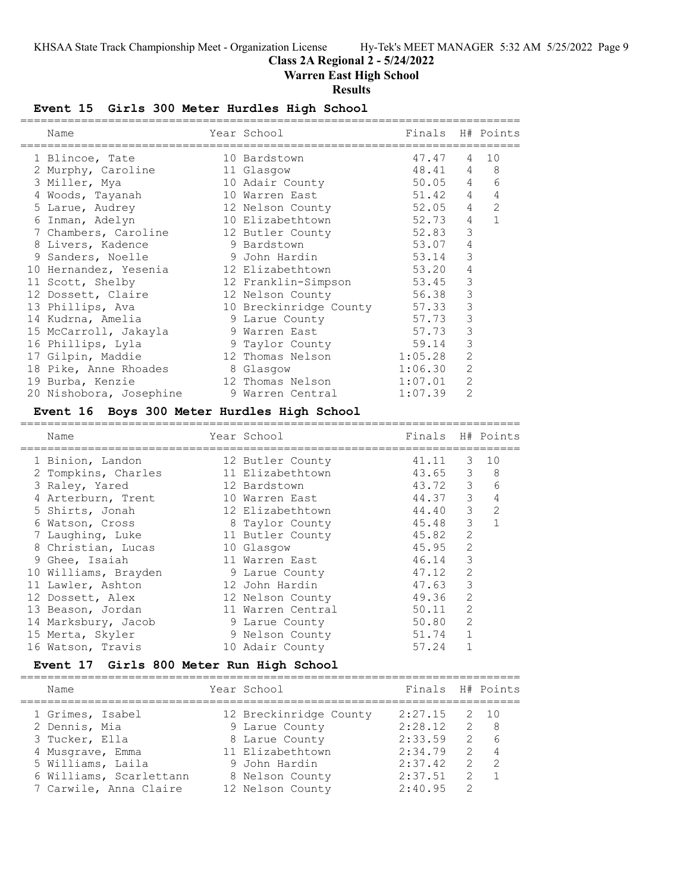# Class 2A Regional 2 - 5/24/2022

## Warren East High School

### Results

### Event 15 Girls 300 Meter Hurdles High School

| Name | Year | School | Finals | H# | Points |
|---|---|---|---|---|---|
| 1 Blincoe, Tate | 10 | Bardstown | 47.47 | 4 | 10 |
| 2 Murphy, Caroline | 11 | Glasgow | 48.41 | 4 | 8 |
| 3 Miller, Mya | 10 | Adair County | 50.05 | 4 | 6 |
| 4 Woods, Tayanah | 10 | Warren East | 51.42 | 4 | 4 |
| 5 Larue, Audrey | 12 | Nelson County | 52.05 | 4 | 2 |
| 6 Inman, Adelyn | 10 | Elizabethtown | 52.73 | 4 | 1 |
| 7 Chambers, Caroline | 12 | Butler County | 52.83 | 3 | |
| 8 Livers, Kadence | 9 | Bardstown | 53.07 | 4 | |
| 9 Sanders, Noelle | 9 | John Hardin | 53.14 | 3 | |
| 10 Hernandez, Yesenia | 12 | Elizabethtown | 53.20 | 4 | |
| 11 Scott, Shelby | 12 | Franklin-Simpson | 53.45 | 3 | |
| 12 Dossett, Claire | 12 | Nelson County | 56.38 | 3 | |
| 13 Phillips, Ava | 10 | Breckinridge County | 57.33 | 3 | |
| 14 Kudrna, Amelia | 9 | Larue County | 57.73 | 3 | |
| 15 McCarroll, Jakayla | 9 | Warren East | 57.73 | 3 | |
| 16 Phillips, Lyla | 9 | Taylor County | 59.14 | 3 | |
| 17 Gilpin, Maddie | 12 | Thomas Nelson | 1:05.28 | 2 | |
| 18 Pike, Anne Rhoades | 8 | Glasgow | 1:06.30 | 2 | |
| 19 Burba, Kenzie | 12 | Thomas Nelson | 1:07.01 | 2 | |
| 20 Nishobora, Josephine | 9 | Warren Central | 1:07.39 | 2 | |

### Event 16 Boys 300 Meter Hurdles High School

| Name | Year | School | Finals | H# | Points |
|---|---|---|---|---|---|
| 1 Binion, Landon | 12 | Butler County | 41.11 | 3 | 10 |
| 2 Tompkins, Charles | 11 | Elizabethtown | 43.65 | 3 | 8 |
| 3 Raley, Yared | 12 | Bardstown | 43.72 | 3 | 6 |
| 4 Arterburn, Trent | 10 | Warren East | 44.37 | 3 | 4 |
| 5 Shirts, Jonah | 12 | Elizabethtown | 44.40 | 3 | 2 |
| 6 Watson, Cross | 8 | Taylor County | 45.48 | 3 | 1 |
| 7 Laughing, Luke | 11 | Butler County | 45.82 | 2 | |
| 8 Christian, Lucas | 10 | Glasgow | 45.95 | 2 | |
| 9 Ghee, Isaiah | 11 | Warren East | 46.14 | 3 | |
| 10 Williams, Brayden | 9 | Larue County | 47.12 | 2 | |
| 11 Lawler, Ashton | 12 | John Hardin | 47.63 | 3 | |
| 12 Dossett, Alex | 12 | Nelson County | 49.36 | 2 | |
| 13 Beason, Jordan | 11 | Warren Central | 50.11 | 2 | |
| 14 Marksbury, Jacob | 9 | Larue County | 50.80 | 2 | |
| 15 Merta, Skyler | 9 | Nelson County | 51.74 | 1 | |
| 16 Watson, Travis | 10 | Adair County | 57.24 | 1 | |

### Event 17 Girls 800 Meter Run High School

| Name | Year | School | Finals | H# | Points |
|---|---|---|---|---|---|
| 1 Grimes, Isabel | 12 | Breckinridge County | 2:27.15 | 2 | 10 |
| 2 Dennis, Mia | 9 | Larue County | 2:28.12 | 2 | 8 |
| 3 Tucker, Ella | 8 | Larue County | 2:33.59 | 2 | 6 |
| 4 Musgrave, Emma | 11 | Elizabethtown | 2:34.79 | 2 | 4 |
| 5 Williams, Laila | 9 | John Hardin | 2:37.42 | 2 | 2 |
| 6 Williams, Scarlettann | 8 | Nelson County | 2:37.51 | 2 | 1 |
| 7 Carwile, Anna Claire | 12 | Nelson County | 2:40.95 | 2 | |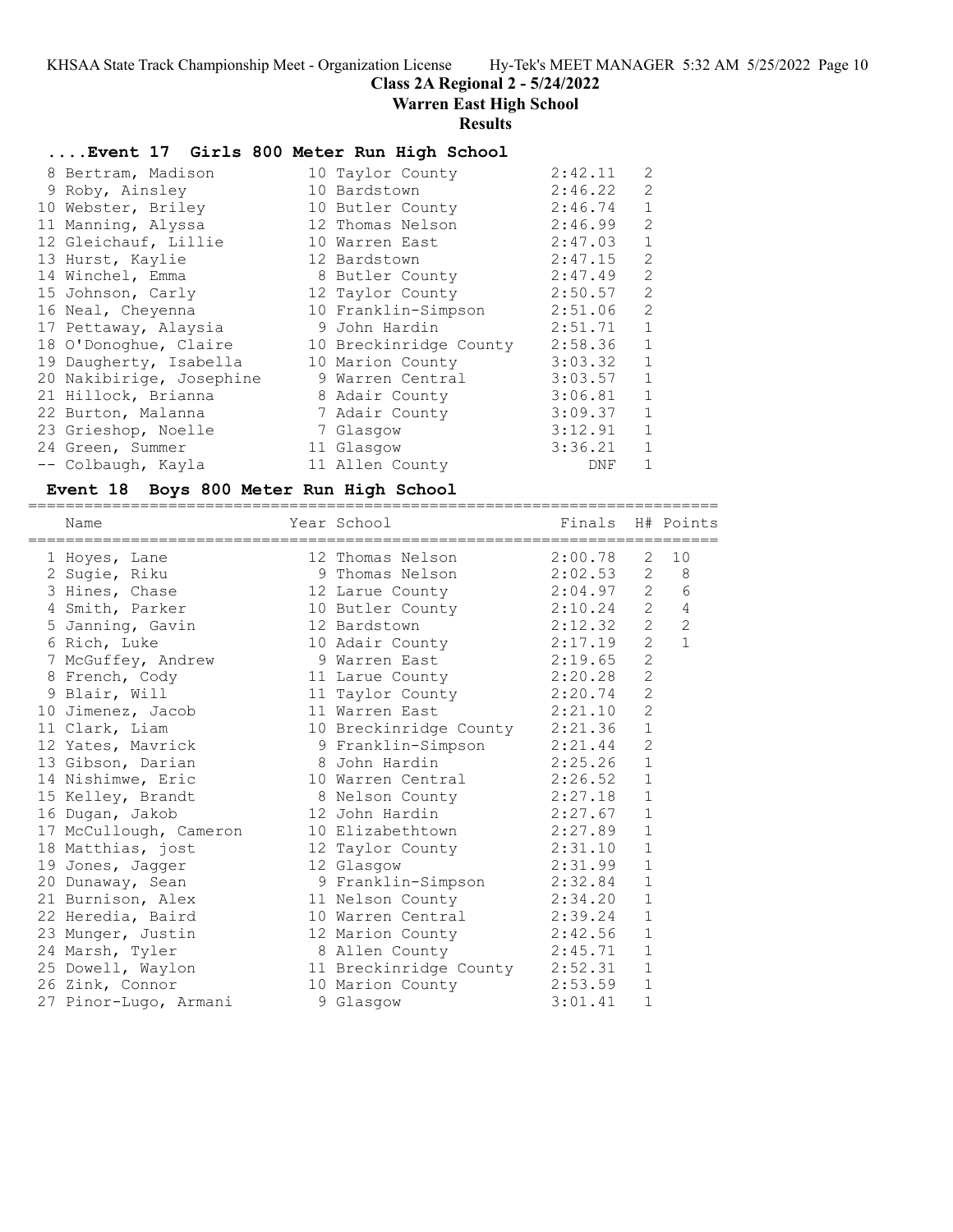**Class 2A Regional 2 - 5/24/2022**

**Warren East High School**

**Results**

### ....Event 17 Girls 800 Meter Run High School

| Name | Year | School | Finals | H# | Points |
|---|---|---|---|---|---|
| 8 Bertram, Madison | 10 | Taylor County | 2:42.11 | 2 | |
| 9 Roby, Ainsley | 10 | Bardstown | 2:46.22 | 2 | |
| 10 Webster, Briley | 10 | Butler County | 2:46.74 | 1 | |
| 11 Manning, Alyssa | 12 | Thomas Nelson | 2:46.99 | 2 | |
| 12 Gleichauf, Lillie | 10 | Warren East | 2:47.03 | 1 | |
| 13 Hurst, Kaylie | 12 | Bardstown | 2:47.15 | 2 | |
| 14 Winchel, Emma | 8 | Butler County | 2:47.49 | 2 | |
| 15 Johnson, Carly | 12 | Taylor County | 2:50.57 | 2 | |
| 16 Neal, Cheyenna | 10 | Franklin-Simpson | 2:51.06 | 2 | |
| 17 Pettaway, Alaysia | 9 | John Hardin | 2:51.71 | 1 | |
| 18 O'Donoghue, Claire | 10 | Breckinridge County | 2:58.36 | 1 | |
| 19 Daugherty, Isabella | 10 | Marion County | 3:03.32 | 1 | |
| 20 Nakibirige, Josephine | 9 | Warren Central | 3:03.57 | 1 | |
| 21 Hillock, Brianna | 8 | Adair County | 3:06.81 | 1 | |
| 22 Burton, Malanna | 7 | Adair County | 3:09.37 | 1 | |
| 23 Grieshop, Noelle | 7 | Glasgow | 3:12.91 | 1 | |
| 24 Green, Summer | 11 | Glasgow | 3:36.21 | 1 | |
| -- Colbaugh, Kayla | 11 | Allen County | DNF | 1 | |

### Event 18 Boys 800 Meter Run High School

| Name | Year | School | Finals | H# | Points |
|---|---|---|---|---|---|
| 1 Hoyes, Lane | 12 | Thomas Nelson | 2:00.78 | 2 | 10 |
| 2 Sugie, Riku | 9 | Thomas Nelson | 2:02.53 | 2 | 8 |
| 3 Hines, Chase | 12 | Larue County | 2:04.97 | 2 | 6 |
| 4 Smith, Parker | 10 | Butler County | 2:10.24 | 2 | 4 |
| 5 Janning, Gavin | 12 | Bardstown | 2:12.32 | 2 | 2 |
| 6 Rich, Luke | 10 | Adair County | 2:17.19 | 2 | 1 |
| 7 McGuffey, Andrew | 9 | Warren East | 2:19.65 | 2 | |
| 8 French, Cody | 11 | Larue County | 2:20.28 | 2 | |
| 9 Blair, Will | 11 | Taylor County | 2:20.74 | 2 | |
| 10 Jimenez, Jacob | 11 | Warren East | 2:21.10 | 2 | |
| 11 Clark, Liam | 10 | Breckinridge County | 2:21.36 | 1 | |
| 12 Yates, Mavrick | 9 | Franklin-Simpson | 2:21.44 | 2 | |
| 13 Gibson, Darian | 8 | John Hardin | 2:25.26 | 1 | |
| 14 Nishimwe, Eric | 10 | Warren Central | 2:26.52 | 1 | |
| 15 Kelley, Brandt | 8 | Nelson County | 2:27.18 | 1 | |
| 16 Dugan, Jakob | 12 | John Hardin | 2:27.67 | 1 | |
| 17 McCullough, Cameron | 10 | Elizabethtown | 2:27.89 | 1 | |
| 18 Matthias, jost | 12 | Taylor County | 2:31.10 | 1 | |
| 19 Jones, Jagger | 12 | Glasgow | 2:31.99 | 1 | |
| 20 Dunaway, Sean | 9 | Franklin-Simpson | 2:32.84 | 1 | |
| 21 Burnison, Alex | 11 | Nelson County | 2:34.20 | 1 | |
| 22 Heredia, Baird | 10 | Warren Central | 2:39.24 | 1 | |
| 23 Munger, Justin | 12 | Marion County | 2:42.56 | 1 | |
| 24 Marsh, Tyler | 8 | Allen County | 2:45.71 | 1 | |
| 25 Dowell, Waylon | 11 | Breckinridge County | 2:52.31 | 1 | |
| 26 Zink, Connor | 10 | Marion County | 2:53.59 | 1 | |
| 27 Pinor-Lugo, Armani | 9 | Glasgow | 3:01.41 | 1 | |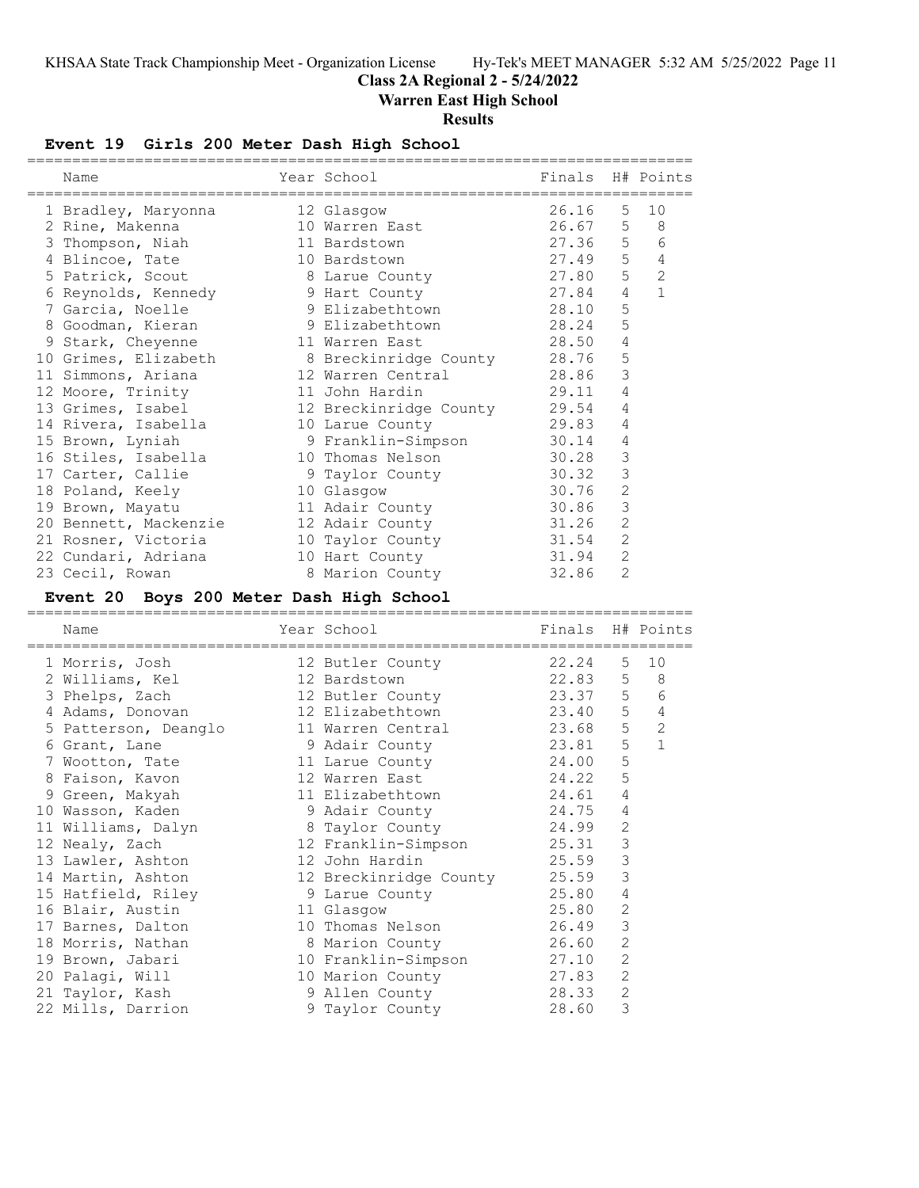# Class 2A Regional 2 - 5/24/2022

## Warren East High School

### Results

### Event 19 Girls 200 Meter Dash High School

| | Name | Year | School | Finals | H# | Points |
|---|---|---|---|---|---|---|
| 1 | Bradley, Maryonna | 12 | Glasgow | 26.16 | 5 | 10 |
| 2 | Rine, Makenna | 10 | Warren East | 26.67 | 5 | 8 |
| 3 | Thompson, Niah | 11 | Bardstown | 27.36 | 5 | 6 |
| 4 | Blincoe, Tate | 10 | Bardstown | 27.49 | 5 | 4 |
| 5 | Patrick, Scout | 8 | Larue County | 27.80 | 5 | 2 |
| 6 | Reynolds, Kennedy | 9 | Hart County | 27.84 | 4 | 1 |
| 7 | Garcia, Noelle | 9 | Elizabethtown | 28.10 | 5 | |
| 8 | Goodman, Kieran | 9 | Elizabethtown | 28.24 | 5 | |
| 9 | Stark, Cheyenne | 11 | Warren East | 28.50 | 4 | |
| 10 | Grimes, Elizabeth | 8 | Breckinridge County | 28.76 | 5 | |
| 11 | Simmons, Ariana | 12 | Warren Central | 28.86 | 3 | |
| 12 | Moore, Trinity | 11 | John Hardin | 29.11 | 4 | |
| 13 | Grimes, Isabel | 12 | Breckinridge County | 29.54 | 4 | |
| 14 | Rivera, Isabella | 10 | Larue County | 29.83 | 4 | |
| 15 | Brown, Lyniah | 9 | Franklin-Simpson | 30.14 | 4 | |
| 16 | Stiles, Isabella | 10 | Thomas Nelson | 30.28 | 3 | |
| 17 | Carter, Callie | 9 | Taylor County | 30.32 | 3 | |
| 18 | Poland, Keely | 10 | Glasgow | 30.76 | 2 | |
| 19 | Brown, Mayatu | 11 | Adair County | 30.86 | 3 | |
| 20 | Bennett, Mackenzie | 12 | Adair County | 31.26 | 2 | |
| 21 | Rosner, Victoria | 10 | Taylor County | 31.54 | 2 | |
| 22 | Cundari, Adriana | 10 | Hart County | 31.94 | 2 | |
| 23 | Cecil, Rowan | 8 | Marion County | 32.86 | 2 | |

### Event 20 Boys 200 Meter Dash High School

| | Name | Year | School | Finals | H# | Points |
|---|---|---|---|---|---|---|
| 1 | Morris, Josh | 12 | Butler County | 22.24 | 5 | 10 |
| 2 | Williams, Kel | 12 | Bardstown | 22.83 | 5 | 8 |
| 3 | Phelps, Zach | 12 | Butler County | 23.37 | 5 | 6 |
| 4 | Adams, Donovan | 12 | Elizabethtown | 23.40 | 5 | 4 |
| 5 | Patterson, Deanglo | 11 | Warren Central | 23.68 | 5 | 2 |
| 6 | Grant, Lane | 9 | Adair County | 23.81 | 5 | 1 |
| 7 | Wootton, Tate | 11 | Larue County | 24.00 | 5 | |
| 8 | Faison, Kavon | 12 | Warren East | 24.22 | 5 | |
| 9 | Green, Makyah | 11 | Elizabethtown | 24.61 | 4 | |
| 10 | Wasson, Kaden | 9 | Adair County | 24.75 | 4 | |
| 11 | Williams, Dalyn | 8 | Taylor County | 24.99 | 2 | |
| 12 | Nealy, Zach | 12 | Franklin-Simpson | 25.31 | 3 | |
| 13 | Lawler, Ashton | 12 | John Hardin | 25.59 | 3 | |
| 14 | Martin, Ashton | 12 | Breckinridge County | 25.59 | 3 | |
| 15 | Hatfield, Riley | 9 | Larue County | 25.80 | 4 | |
| 16 | Blair, Austin | 11 | Glasgow | 25.80 | 2 | |
| 17 | Barnes, Dalton | 10 | Thomas Nelson | 26.49 | 3 | |
| 18 | Morris, Nathan | 8 | Marion County | 26.60 | 2 | |
| 19 | Brown, Jabari | 10 | Franklin-Simpson | 27.10 | 2 | |
| 20 | Palagi, Will | 10 | Marion County | 27.83 | 2 | |
| 21 | Taylor, Kash | 9 | Allen County | 28.33 | 2 | |
| 22 | Mills, Darrion | 9 | Taylor County | 28.60 | 3 | |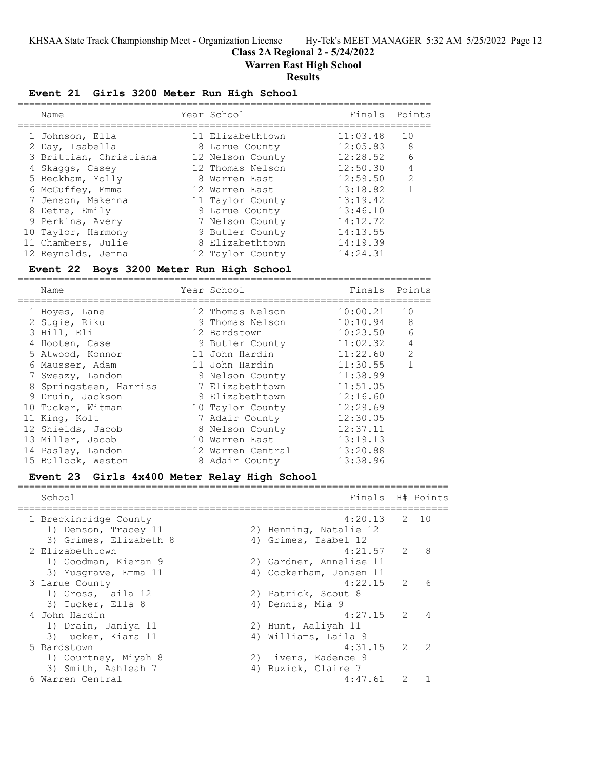# Class 2A Regional 2 - 5/24/2022

## Warren East High School

### Results

#### Event 21 Girls 3200 Meter Run High School

| | Name | Year | School | Finals | Points |
|---|---|---|---|---|---|
| 1 | Johnson, Ella | 11 | Elizabethtown | 11:03.48 | 10 |
| 2 | Day, Isabella | 8 | Larue County | 12:05.83 | 8 |
| 3 | Brittian, Christiana | 12 | Nelson County | 12:28.52 | 6 |
| 4 | Skaggs, Casey | 12 | Thomas Nelson | 12:50.30 | 4 |
| 5 | Beckham, Molly | 8 | Warren East | 12:59.50 | 2 |
| 6 | McGuffey, Emma | 12 | Warren East | 13:18.82 | 1 |
| 7 | Jenson, Makenna | 11 | Taylor County | 13:19.42 | |
| 8 | Detre, Emily | 9 | Larue County | 13:46.10 | |
| 9 | Perkins, Avery | 7 | Nelson County | 14:12.72 | |
| 10 | Taylor, Harmony | 9 | Butler County | 14:13.55 | |
| 11 | Chambers, Julie | 8 | Elizabethtown | 14:19.39 | |
| 12 | Reynolds, Jenna | 12 | Taylor County | 14:24.31 | |

#### Event 22 Boys 3200 Meter Run High School

| | Name | Year | School | Finals | Points |
|---|---|---|---|---|---|
| 1 | Hoyes, Lane | 12 | Thomas Nelson | 10:00.21 | 10 |
| 2 | Sugie, Riku | 9 | Thomas Nelson | 10:10.94 | 8 |
| 3 | Hill, Eli | 12 | Bardstown | 10:23.50 | 6 |
| 4 | Hooten, Case | 9 | Butler County | 11:02.32 | 4 |
| 5 | Atwood, Konnor | 11 | John Hardin | 11:22.60 | 2 |
| 6 | Mausser, Adam | 11 | John Hardin | 11:30.55 | 1 |
| 7 | Sweazy, Landon | 9 | Nelson County | 11:38.99 | |
| 8 | Springsteen, Harriss | 7 | Elizabethtown | 11:51.05 | |
| 9 | Druin, Jackson | 9 | Elizabethtown | 12:16.60 | |
| 10 | Tucker, Witman | 10 | Taylor County | 12:29.69 | |
| 11 | King, Kolt | 7 | Adair County | 12:30.05 | |
| 12 | Shields, Jacob | 8 | Nelson County | 12:37.11 | |
| 13 | Miller, Jacob | 10 | Warren East | 13:19.13 | |
| 14 | Pasley, Landon | 12 | Warren Central | 13:20.88 | |
| 15 | Bullock, Weston | 8 | Adair County | 13:38.96 | |

#### Event 23 Girls 4x400 Meter Relay High School

| | School | Finals | H# | Points |
|---|---|---|---|---|
| 1 | Breckinridge County | 4:20.13 | 2 | 10 |
| | 1) Denson, Tracey 11; 2) Henning, Natalie 12; 3) Grimes, Elizabeth 8; 4) Grimes, Isabel 12 | | | |
| 2 | Elizabethtown | 4:21.57 | 2 | 8 |
| | 1) Goodman, Kieran 9; 2) Gardner, Annelise 11; 3) Musgrave, Emma 11; 4) Cockerham, Jansen 11 | | | |
| 3 | Larue County | 4:22.15 | 2 | 6 |
| | 1) Gross, Laila 12; 2) Patrick, Scout 8; 3) Tucker, Ella 8; 4) Dennis, Mia 9 | | | |
| 4 | John Hardin | 4:27.15 | 2 | 4 |
| | 1) Drain, Janiya 11; 2) Hunt, Aaliyah 11; 3) Tucker, Kiara 11; 4) Williams, Laila 9 | | | |
| 5 | Bardstown | 4:31.15 | 2 | 2 |
| | 1) Courtney, Miyah 8; 2) Livers, Kadence 9; 3) Smith, Ashleah 7; 4) Buzick, Claire 7 | | | |
| 6 | Warren Central | 4:47.61 | 2 | 1 |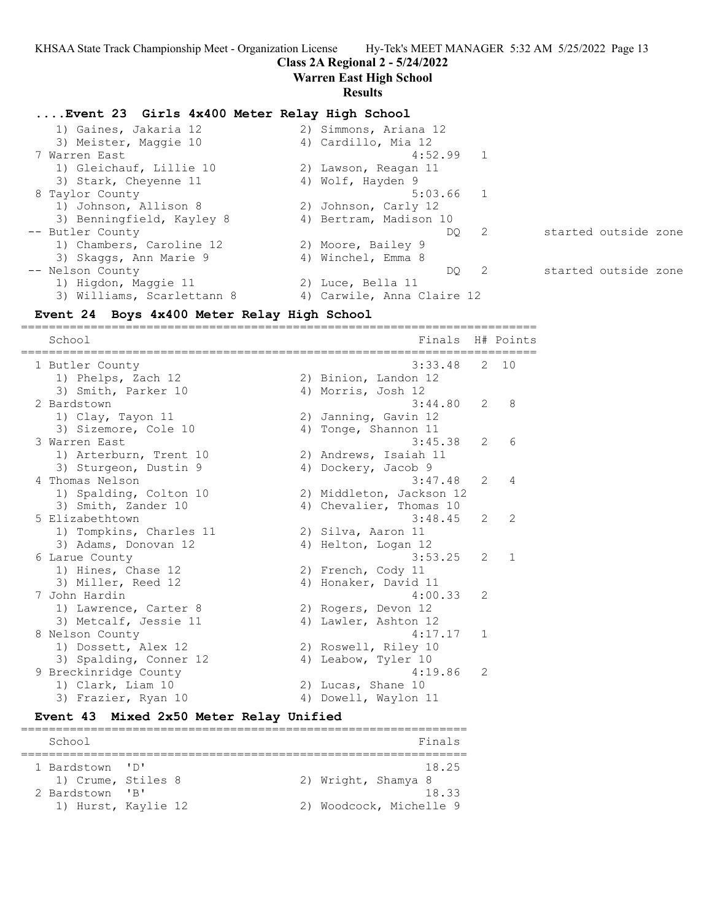# Class 2A Regional 2 - 5/24/2022

## Warren East High School

### Results

#### ....Event 23 Girls 4x400 Meter Relay High School

| School | Finals | H# | Points | |
|---|---|---|---|---|
| 1) Gaines, Jakaria 12 / 2) Simmons, Ariana 12 / 3) Meister, Maggie 10 / 4) Cardillo, Mia 12 | | | | |
| 7 Warren East | 4:52.99 | 1 | | |
| 1) Gleichauf, Lillie 10 / 2) Lawson, Reagan 11 / 3) Stark, Cheyenne 11 / 4) Wolf, Hayden 9 | | | | |
| 8 Taylor County | 5:03.66 | 1 | | |
| 1) Johnson, Allison 8 / 2) Johnson, Carly 12 / 3) Benningfield, Kayley 8 / 4) Bertram, Madison 10 | | | | |
| -- Butler County | DQ | 2 | | started outside zone |
| 1) Chambers, Caroline 12 / 2) Moore, Bailey 9 / 3) Skaggs, Ann Marie 9 / 4) Winchel, Emma 8 | | | | |
| -- Nelson County | DQ | 2 | | started outside zone |
| 1) Higdon, Maggie 11 / 2) Luce, Bella 11 / 3) Williams, Scarlettann 8 / 4) Carwile, Anna Claire 12 | | | | |

#### Event 24 Boys 4x400 Meter Relay High School

| School | Finals | H# | Points |
|---|---|---|---|
| 1 Butler County | 3:33.48 | 2 | 10 |
| 1) Phelps, Zach 12 / 2) Binion, Landon 12 / 3) Smith, Parker 10 / 4) Morris, Josh 12 | | | |
| 2 Bardstown | 3:44.80 | 2 | 8 |
| 1) Clay, Tayon 11 / 2) Janning, Gavin 12 / 3) Sizemore, Cole 10 / 4) Tonge, Shannon 11 | | | |
| 3 Warren East | 3:45.38 | 2 | 6 |
| 1) Arterburn, Trent 10 / 2) Andrews, Isaiah 11 / 3) Sturgeon, Dustin 9 / 4) Dockery, Jacob 9 | | | |
| 4 Thomas Nelson | 3:47.48 | 2 | 4 |
| 1) Spalding, Colton 10 / 2) Middleton, Jackson 12 / 3) Smith, Zander 10 / 4) Chevalier, Thomas 10 | | | |
| 5 Elizabethtown | 3:48.45 | 2 | 2 |
| 1) Tompkins, Charles 11 / 2) Silva, Aaron 11 / 3) Adams, Donovan 12 / 4) Helton, Logan 12 | | | |
| 6 Larue County | 3:53.25 | 2 | 1 |
| 1) Hines, Chase 12 / 2) French, Cody 11 / 3) Miller, Reed 12 / 4) Honaker, David 11 | | | |
| 7 John Hardin | 4:00.33 | 2 | |
| 1) Lawrence, Carter 8 / 2) Rogers, Devon 12 / 3) Metcalf, Jessie 11 / 4) Lawler, Ashton 12 | | | |
| 8 Nelson County | 4:17.17 | 1 | |
| 1) Dossett, Alex 12 / 2) Roswell, Riley 10 / 3) Spalding, Conner 12 / 4) Leabow, Tyler 10 | | | |
| 9 Breckinridge County | 4:19.86 | 2 | |
| 1) Clark, Liam 10 / 2) Lucas, Shane 10 / 3) Frazier, Ryan 10 / 4) Dowell, Waylon 11 | | | |

#### Event 43 Mixed 2x50 Meter Relay Unified

| School | Finals |
|---|---|
| 1 Bardstown 'D' | 18.25 |
| 1) Crume, Stiles 8 / 2) Wright, Shamya 8 | |
| 2 Bardstown 'B' | 18.33 |
| 1) Hurst, Kaylie 12 / 2) Woodcock, Michelle 9 | |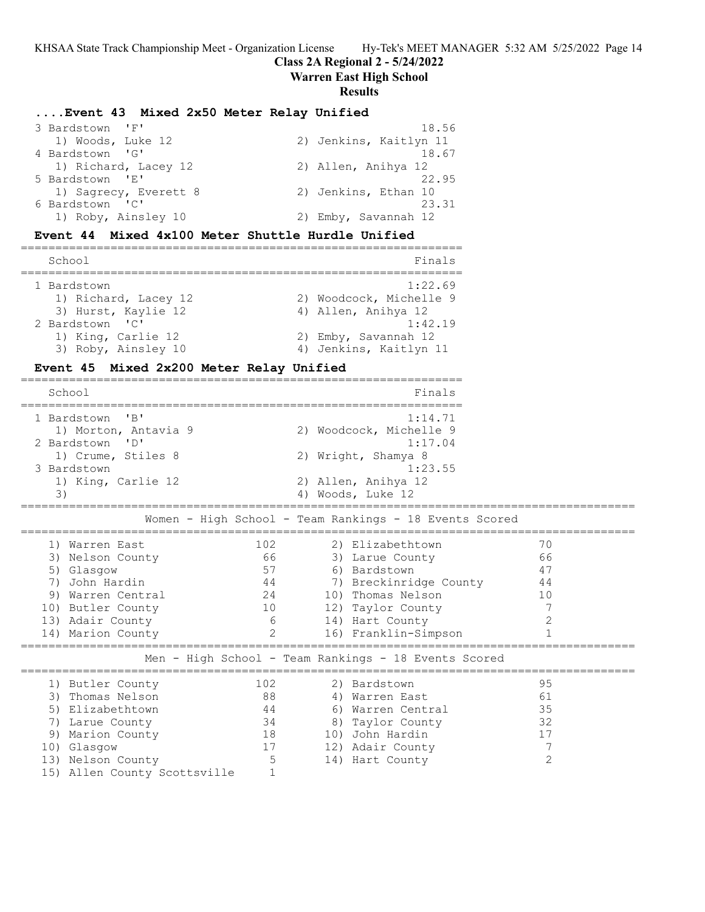#### ....Event 43 Mixed 2x50 Meter Relay Unified

| School | Finals |
|---|---|
| 3 Bardstown 'F' | 18.56 |
| 1) Woods, Luke 12 | 2) Jenkins, Kaitlyn 11 |
| 4 Bardstown 'G' | 18.67 |
| 1) Richard, Lacey 12 | 2) Allen, Anihya 12 |
| 5 Bardstown 'E' | 22.95 |
| 1) Sagrecy, Everett 8 | 2) Jenkins, Ethan 10 |
| 6 Bardstown 'C' | 23.31 |
| 1) Roby, Ainsley 10 | 2) Emby, Savannah 12 |

#### Event 44 Mixed 4x100 Meter Shuttle Hurdle Unified

| School | Finals |
|---|---|
| 1 Bardstown | 1:22.69 |
| 1) Richard, Lacey 12 | 2) Woodcock, Michelle 9 |
| 3) Hurst, Kaylie 12 | 4) Allen, Anihya 12 |
| 2 Bardstown 'C' | 1:42.19 |
| 1) King, Carlie 12 | 2) Emby, Savannah 12 |
| 3) Roby, Ainsley 10 | 4) Jenkins, Kaitlyn 11 |

#### Event 45 Mixed 2x200 Meter Relay Unified

| School | Finals |
|---|---|
| 1 Bardstown 'B' | 1:14.71 |
| 1) Morton, Antavia 9 | 2) Woodcock, Michelle 9 |
| 2 Bardstown 'D' | 1:17.04 |
| 1) Crume, Stiles 8 | 2) Wright, Shamya 8 |
| 3 Bardstown | 1:23.55 |
| 1) King, Carlie 12 | 2) Allen, Anihya 12 |
| 3) | 4) Woods, Luke 12 |

#### Women - High School - Team Rankings - 18 Events Scored

| | | | |
|---|---|---|---|
| 1) Warren East | 102 | 2) Elizabethtown | 70 |
| 3) Nelson County | 66 | 3) Larue County | 66 |
| 5) Glasgow | 57 | 6) Bardstown | 47 |
| 7) John Hardin | 44 | 7) Breckinridge County | 44 |
| 9) Warren Central | 24 | 10) Thomas Nelson | 10 |
| 10) Butler County | 10 | 12) Taylor County | 7 |
| 13) Adair County | 6 | 14) Hart County | 2 |
| 14) Marion County | 2 | 16) Franklin-Simpson | 1 |

#### Men - High School - Team Rankings - 18 Events Scored

| | | | |
|---|---|---|---|
| 1) Butler County | 102 | 2) Bardstown | 95 |
| 3) Thomas Nelson | 88 | 4) Warren East | 61 |
| 5) Elizabethtown | 44 | 6) Warren Central | 35 |
| 7) Larue County | 34 | 8) Taylor County | 32 |
| 9) Marion County | 18 | 10) John Hardin | 17 |
| 10) Glasgow | 17 | 12) Adair County | 7 |
| 13) Nelson County | 5 | 14) Hart County | 2 |
| 15) Allen County Scottsville | 1 | | |